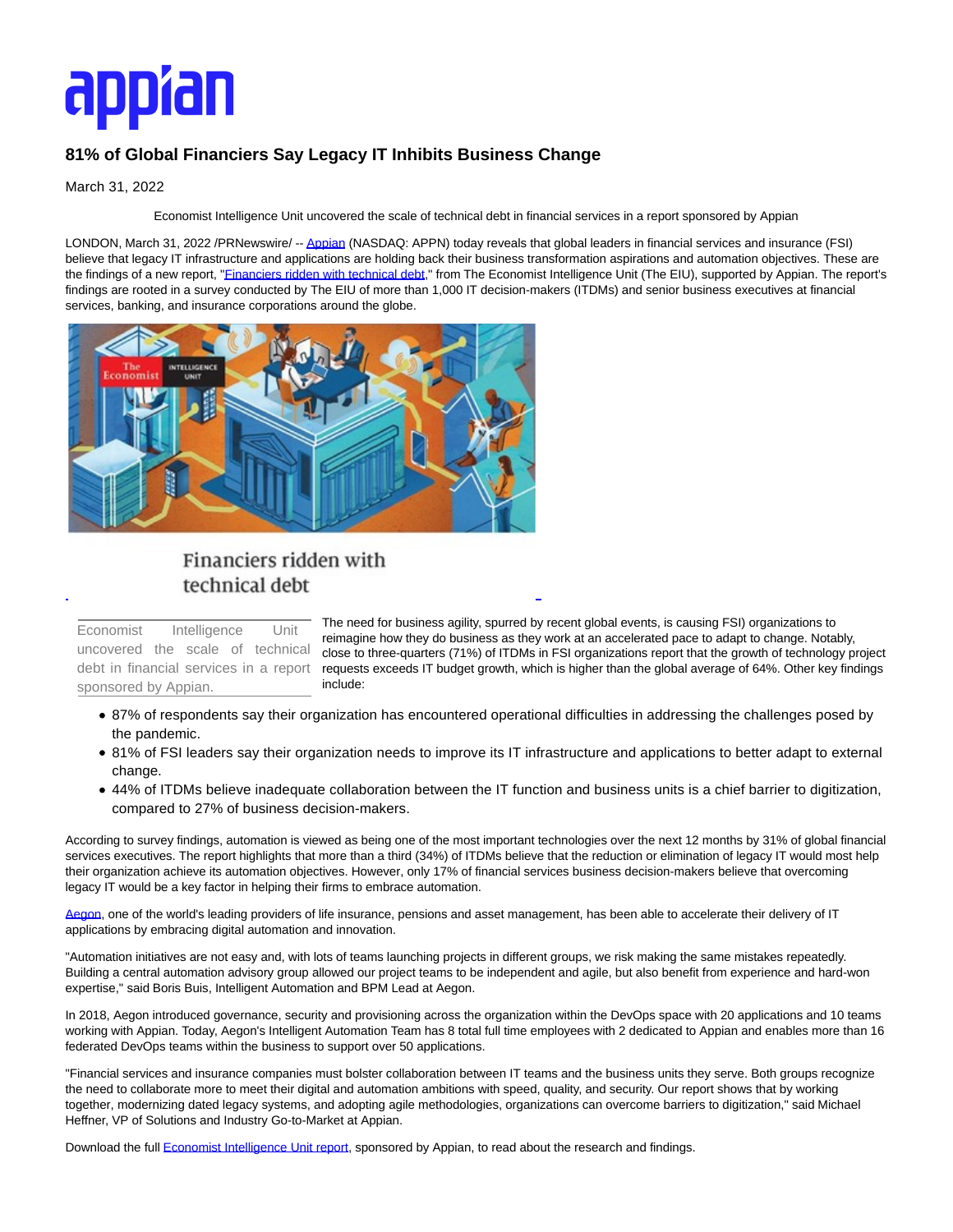appian

# 81% of Global Financiers Say Legacy IT Inhibits Business Change

March 31, 2022

Economist Intelligence Unit uncovered the scale of technical debt in financial services in a report sponsored by Appian

LONDON, March 31, 2022 /PRNewswire/ -- Appian (NASDAQ: APPN) today reveals that global leaders in financial services and insurance (FSI) believe that legacy IT infrastructure and applications are holding back their business transformation aspirations and automation objectives. These are the findings of a new report, "Financiers ridden with technical debt," from The Economist Intelligence Unit (The EIU), supported by Appian. The report's findings are rooted in a survey conducted by The EIU of more than 1,000 IT decision-makers (ITDMs) and senior business executives at financial services, banking, and insurance corporations around the globe.

Financiers ridden with technical debt

Economist Intelligence Unit uncovered the scale of technical debt in financial services in a report sponsored by Appian.

The need for business agility, spurred by recent global events, is causing FSI) organizations to reimagine how they do business as they work at an accelerated pace to adapt to change. Notably, close to three-quarters (71%) of ITDMs in FSI organizations report that the growth of technology project requests exceeds IT budget growth, which is higher than the global average of 64%. Other key findings include:

- 87% of respondents say their organization has encountered operational difficulties in addressing the challenges posed by the pandemic.
- 81% of FSI leaders say their organization needs to improve its IT infrastructure and applications to better adapt to external change.
- 44% of ITDMs believe inadequate collaboration between the IT function and business units is a chief barrier to digitization, compared to 27% of business decision-makers.

According to survey findings, automation is viewed as being one of the most important technologies over the next 12 months by 31% of global financial services executives. The report highlights that more than a third (34%) of ITDMs believe that the reduction or elimination of legacy IT would most help their organization achieve its automation objectives. However, only 17% of financial services business decision-makers believe that overcoming legacy IT would be a key factor in helping their firms to embrace automation.

Aegon, one of the world's leading providers of life insurance, pensions and asset management, has been able to accelerate their delivery of IT applications by embracing digital automation and innovation.

"Automation initiatives are not easy and, with lots of teams launching projects in different groups, we risk making the same mistakes repeatedly. Building a central automation advisory group allowed our project teams to be independent and agile, but also benefit from experience and hard-won expertise," said Boris Buis, Intelligent Automation and BPM Lead at Aegon.

In 2018, Aegon introduced governance, security and provisioning across the organization within the DevOps space with 20 applications and 10 teams working with Appian. Today, Aegon's Intelligent Automation Team has 8 total full time employees with 2 dedicated to Appian and enables more than 16 federated DevOps teams within the business to support over 50 applications.

"Financial services and insurance companies must bolster collaboration between IT teams and the business units they serve. Both groups recognize the need to collaborate more to meet their digital and automation ambitions with speed, quality, and security. Our report shows that by working together, modernizing dated legacy systems, and adopting agile methodologies, organizations can overcome barriers to digitization," said Michael Heffner, VP of Solutions and Industry Go-to-Market at Appian.

Download the full Economist Intelligence Unit report, sponsored by Appian, to read about the research and findings.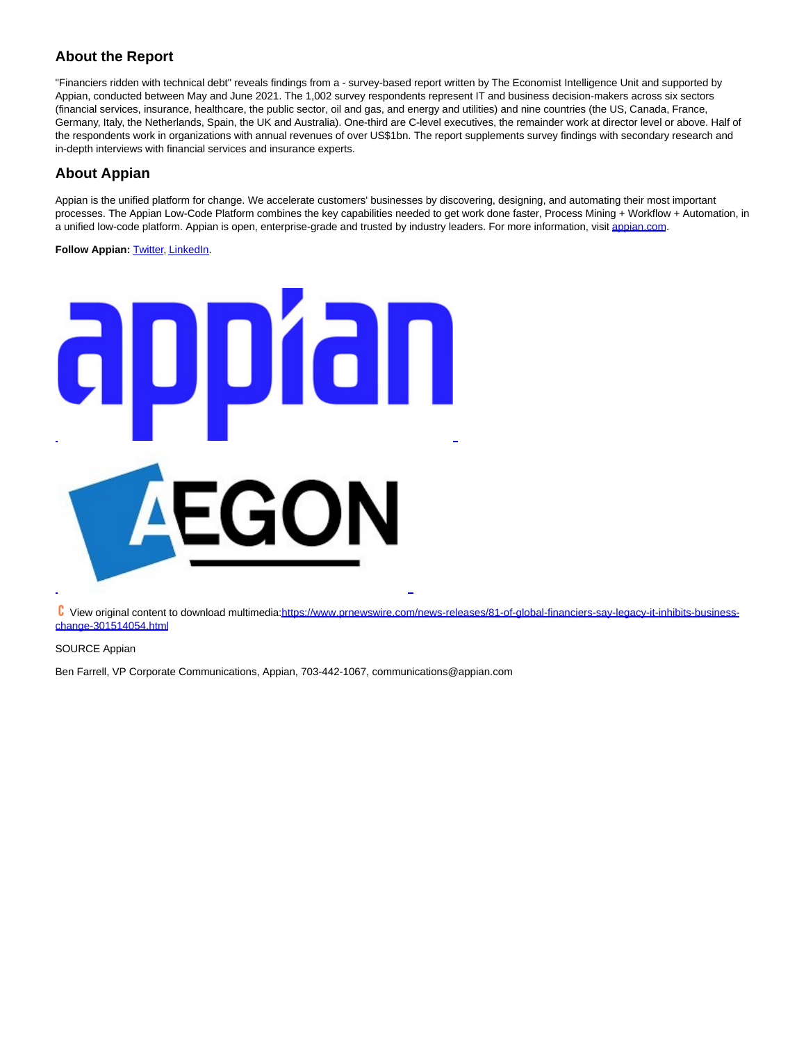## About the Report

"Financiers ridden with technical debt" reveals findings from a - survey-based report written by The Economist Intelligence Unit and supported by Appian, conducted between May and June 2021. The 1,002 survey respondents represent IT and business decision-makers across six sectors (financial services, insurance, healthcare, the public sector, oil and gas, and energy and utilities) and nine countries (the US, Canada, France, Germany, Italy, the Netherlands, Spain, the UK and Australia). One-third are C-level executives, the remainder work at director level or above. Half of the respondents work in organizations with annual revenues of over US$1bn. The report supplements survey findings with secondary research and in-depth interviews with financial services and insurance experts.

## About Appian

Appian is the unified platform for change. We accelerate customers' businesses by discovering, designing, and automating their most important processes. The Appian Low-Code Platform combines the key capabilities needed to get work done faster, Process Mining + Workflow + Automation, in a unified low-code platform. Appian is open, enterprise-grade and trusted by industry leaders. For more information, visit [appian.com](appian.com).

**Follow Appian:** [Twitter](), [LinkedIn]().

View original content to download multimedia:[https://www.prnewswire.com/news-releases/81-of-global-financiers-say-legacy-it-inhibits-business-change-301514054.html](https://www.prnewswire.com/news-releases/81-of-global-financiers-say-legacy-it-inhibits-business-change-301514054.html)

SOURCE Appian

Ben Farrell, VP Corporate Communications, Appian, 703-442-1067, communications@appian.com